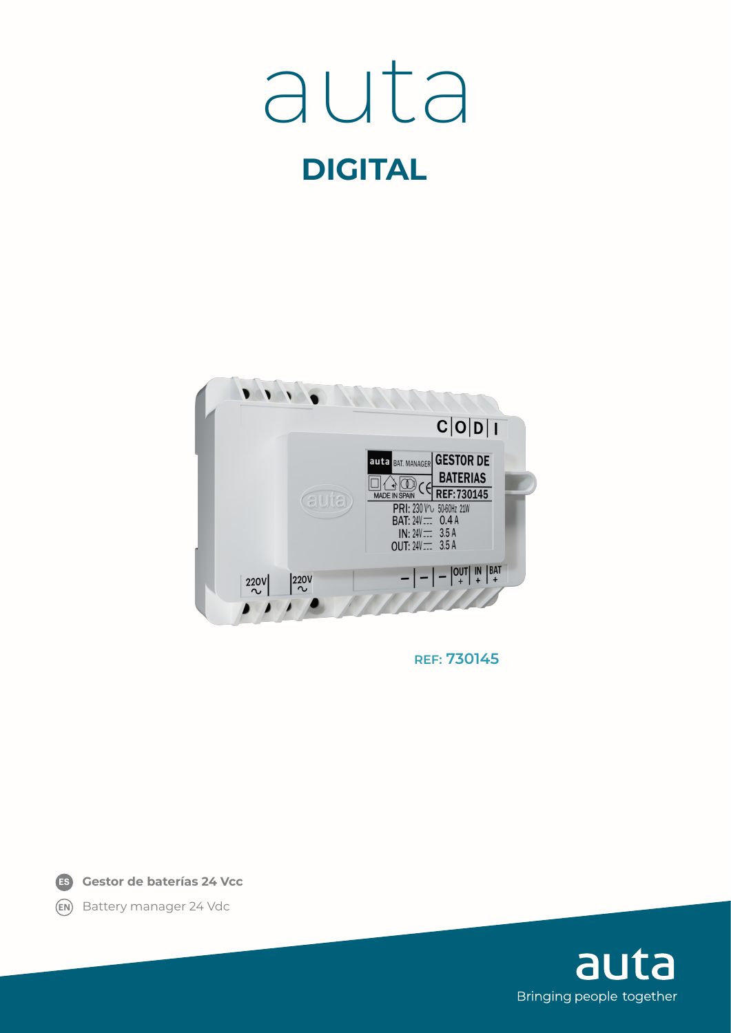# auta

## DIGITAL

REF: **730145**

**ES** **Gestor de baterías 24 Vcc**

**EN** Battery manager 24 Vdc

auta

Bringing people together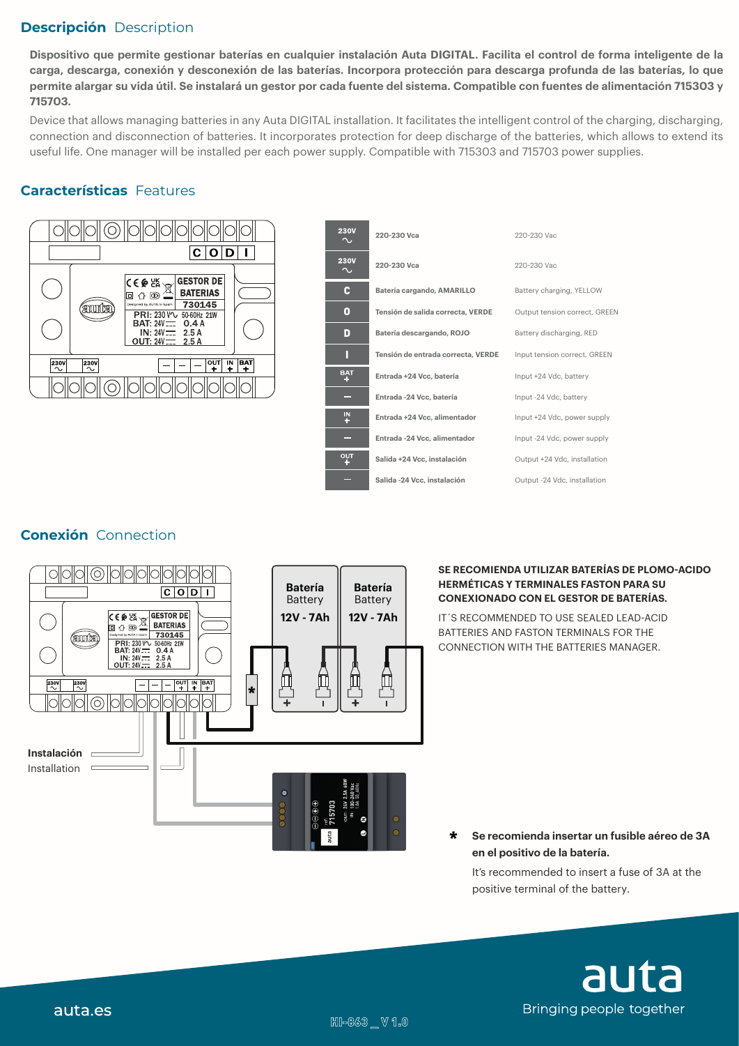## Descripción Description

**Dispositivo que permite gestionar baterías en cualquier instalación Auta DIGITAL. Facilita el control de forma inteligente de la carga, descarga, conexión y desconexión de las baterías. Incorpora protección para descarga profunda de las baterías, lo que permite alargar su vida útil. Se instalará un gestor por cada fuente del sistema. Compatible con fuentes de alimentación 715303 y 715703.**

Device that allows managing batteries in any Auta DIGITAL installation. It facilitates the intelligent control of the charging, discharging, connection and disconnection of batteries. It incorporates protection for deep discharge of the batteries, which allows to extend its useful life. One manager will be installed per each power supply. Compatible with 715303 and 715703 power supplies.

## Características Features

| | | |
|---|---|---|
| 230V ~ | 220-230 Vca | 220-230 Vac |
| 230V ~ | 220-230 Vca | 220-230 Vac |
| C | Batería cargando, AMARILLO | Battery charging, YELLOW |
| O | Tensión de salida correcta, VERDE | Output tension correct, GREEN |
| D | Batería descargando, ROJO | Battery discharging, RED |
| I | Tensión de entrada correcta, VERDE | Input tension correct, GREEN |
| BAT + | Entrada +24 Vcc, batería | Input +24 Vdc, battery |
| — | Entrada -24 Vcc, batería | Input -24 Vdc, battery |
| IN + | Entrada +24 Vcc, alimentador | Input +24 Vdc, power supply |
| — | Entrada -24 Vcc, alimentador | Input -24 Vdc, power supply |
| OUT + | Salida +24 Vcc, instalación | Output +24 Vdc, installation |
| — | Salida -24 Vcc, instalación | Output -24 Vdc, installation |

## Conexión Connection

Batería Battery 12V - 7Ah

Batería Battery 12V - 7Ah

Instalación

Installation

**SE RECOMIENDA UTILIZAR BATERÍAS DE PLOMO-ACIDO HERMÉTICAS Y TERMINALES FASTON PARA SU CONEXIONADO CON EL GESTOR DE BATERÍAS.**

IT´S RECOMMENDED TO USE SEALED LEAD-ACID BATTERIES AND FASTON TERMINALS FOR THE CONNECTION WITH THE BATTERIES MANAGER.

\* **Se recomienda insertar un fusible aéreo de 3A en el positivo de la batería.**

It's recommended to insert a fuse of 3A at the positive terminal of the battery.

auta.es

HI-863 _ V 1.0

auta

Bringing people together